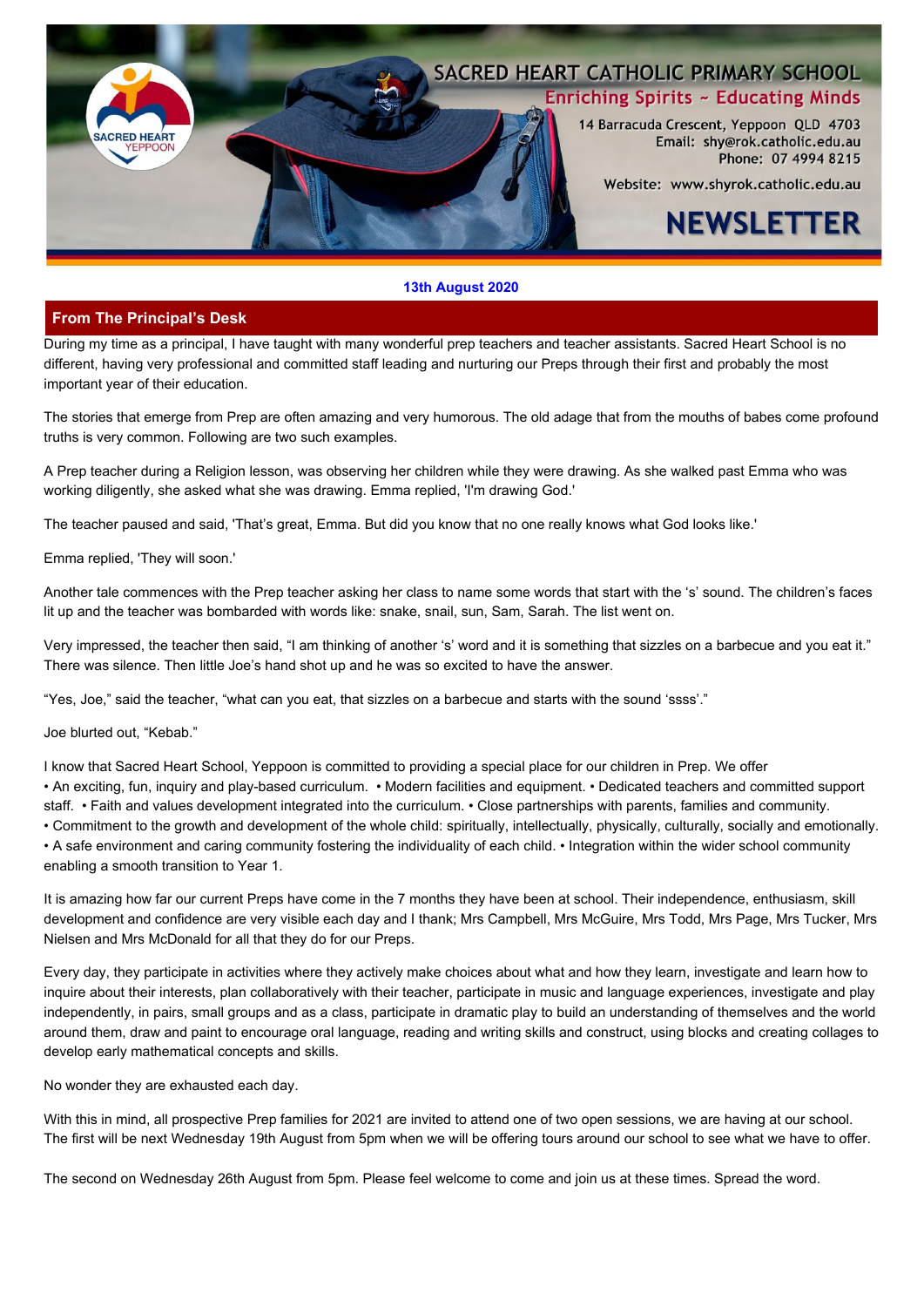# SACRED HEART CATHOLIC PRIMARY SCHOOL

Enriching Spirits ~ Educating Minds

14 Barracuda Crescent, Yeppoon QLD 4703
Email: shy@rok.catholic.edu.au
Phone: 07 4994 8215

Website: www.shyrok.catholic.edu.au

# NEWSLETTER

**13th August 2020**

## From The Principal's Desk

During my time as a principal, I have taught with many wonderful prep teachers and teacher assistants. Sacred Heart School is no different, having very professional and committed staff leading and nurturing our Preps through their first and probably the most important year of their education.

The stories that emerge from Prep are often amazing and very humorous. The old adage that from the mouths of babes come profound truths is very common. Following are two such examples.

A Prep teacher during a Religion lesson, was observing her children while they were drawing. As she walked past Emma who was working diligently, she asked what she was drawing. Emma replied, 'I'm drawing God.'

The teacher paused and said, 'That's great, Emma. But did you know that no one really knows what God looks like.'

Emma replied, 'They will soon.'

Another tale commences with the Prep teacher asking her class to name some words that start with the 's' sound. The children's faces lit up and the teacher was bombarded with words like: snake, snail, sun, Sam, Sarah. The list went on.

Very impressed, the teacher then said, "I am thinking of another 's' word and it is something that sizzles on a barbecue and you eat it." There was silence. Then little Joe's hand shot up and he was so excited to have the answer.

"Yes, Joe," said the teacher, "what can you eat, that sizzles on a barbecue and starts with the sound 'ssss'."

Joe blurted out, "Kebab."

I know that Sacred Heart School, Yeppoon is committed to providing a special place for our children in Prep. We offer

- An exciting, fun, inquiry and play-based curriculum.
- Modern facilities and equipment.
- Dedicated teachers and committed support staff.
- Faith and values development integrated into the curriculum.
- Close partnerships with parents, families and community.
- Commitment to the growth and development of the whole child: spiritually, intellectually, physically, culturally, socially and emotionally.
- A safe environment and caring community fostering the individuality of each child.
- Integration within the wider school community enabling a smooth transition to Year 1.

It is amazing how far our current Preps have come in the 7 months they have been at school. Their independence, enthusiasm, skill development and confidence are very visible each day and I thank; Mrs Campbell, Mrs McGuire, Mrs Todd, Mrs Page, Mrs Tucker, Mrs Nielsen and Mrs McDonald for all that they do for our Preps.

Every day, they participate in activities where they actively make choices about what and how they learn, investigate and learn how to inquire about their interests, plan collaboratively with their teacher, participate in music and language experiences, investigate and play independently, in pairs, small groups and as a class, participate in dramatic play to build an understanding of themselves and the world around them, draw and paint to encourage oral language, reading and writing skills and construct, using blocks and creating collages to develop early mathematical concepts and skills.

No wonder they are exhausted each day.

With this in mind, all prospective Prep families for 2021 are invited to attend one of two open sessions, we are having at our school. The first will be next Wednesday 19th August from 5pm when we will be offering tours around our school to see what we have to offer.

The second on Wednesday 26th August from 5pm. Please feel welcome to come and join us at these times. Spread the word.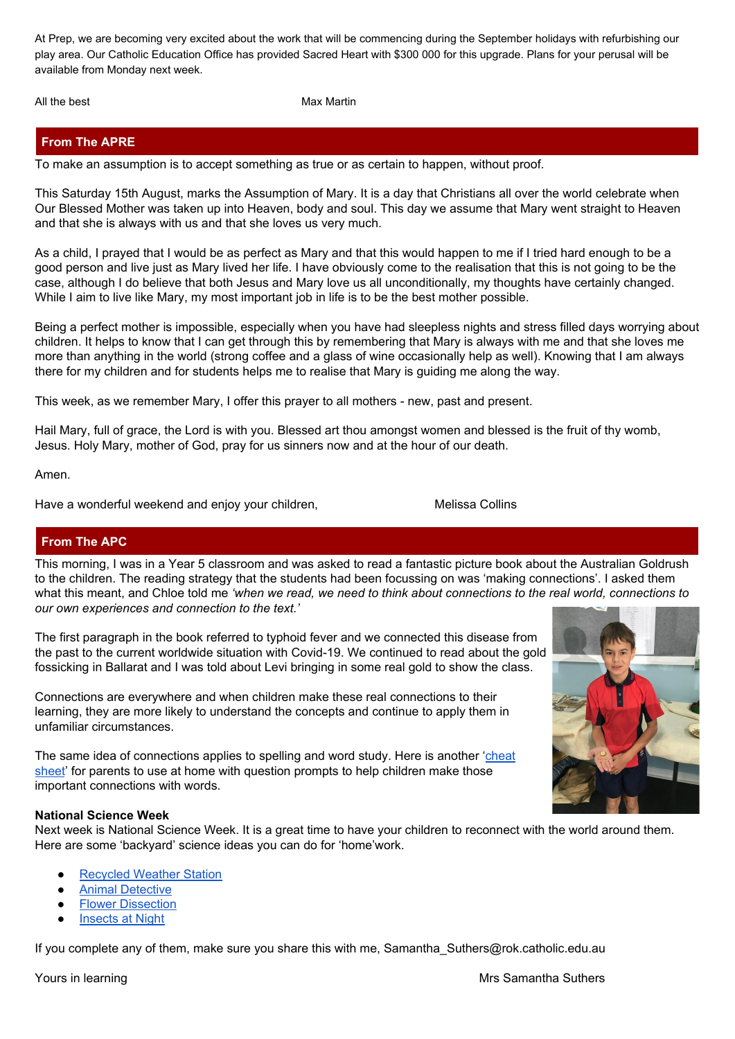At Prep, we are becoming very excited about the work that will be commencing during the September holidays with refurbishing our play area. Our Catholic Education Office has provided Sacred Heart with $300 000 for this upgrade. Plans for your perusal will be available from Monday next week.

All the best Max Martin

## From The APRE

To make an assumption is to accept something as true or as certain to happen, without proof.

This Saturday 15th August, marks the Assumption of Mary. It is a day that Christians all over the world celebrate when Our Blessed Mother was taken up into Heaven, body and soul. This day we assume that Mary went straight to Heaven and that she is always with us and that she loves us very much.

As a child, I prayed that I would be as perfect as Mary and that this would happen to me if I tried hard enough to be a good person and live just as Mary lived her life. I have obviously come to the realisation that this is not going to be the case, although I do believe that both Jesus and Mary love us all unconditionally, my thoughts have certainly changed. While I aim to live like Mary, my most important job in life is to be the best mother possible.

Being a perfect mother is impossible, especially when you have had sleepless nights and stress filled days worrying about children. It helps to know that I can get through this by remembering that Mary is always with me and that she loves me more than anything in the world (strong coffee and a glass of wine occasionally help as well). Knowing that I am always there for my children and for students helps me to realise that Mary is guiding me along the way.

This week, as we remember Mary, I offer this prayer to all mothers - new, past and present.

Hail Mary, full of grace, the Lord is with you. Blessed art thou amongst women and blessed is the fruit of thy womb, Jesus. Holy Mary, mother of God, pray for us sinners now and at the hour of our death.

Amen.

Have a wonderful weekend and enjoy your children, Melissa Collins

## From The APC

This morning, I was in a Year 5 classroom and was asked to read a fantastic picture book about the Australian Goldrush to the children. The reading strategy that the students had been focussing on was 'making connections'. I asked them what this meant, and Chloe told me *'when we read, we need to think about connections to the real world, connections to our own experiences and connection to the text.'*

The first paragraph in the book referred to typhoid fever and we connected this disease from the past to the current worldwide situation with Covid-19. We continued to read about the gold fossicking in Ballarat and I was told about Levi bringing in some real gold to show the class.

Connections are everywhere and when children make these real connections to their learning, they are more likely to understand the concepts and continue to apply them in unfamiliar circumstances.

The same idea of connections applies to spelling and word study. Here is another 'cheat sheet' for parents to use at home with question prompts to help children make those important connections with words.

**National Science Week**

Next week is National Science Week. It is a great time to have your children to reconnect with the world around them. Here are some 'backyard' science ideas you can do for 'home'work.

- Recycled Weather Station
- Animal Detective
- Flower Dissection
- Insects at Night

If you complete any of them, make sure you share this with me, Samantha_Suthers@rok.catholic.edu.au

Yours in learning Mrs Samantha Suthers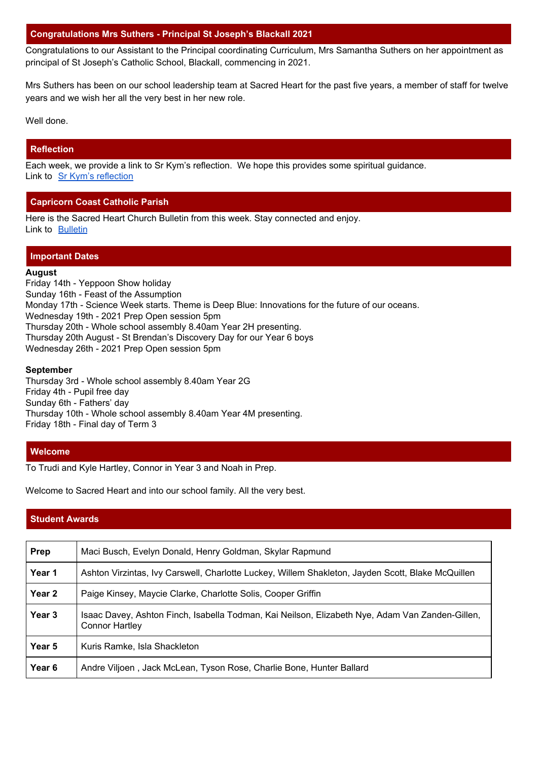## Congratulations Mrs Suthers - Principal St Joseph's Blackall 2021

Congratulations to our Assistant to the Principal coordinating Curriculum, Mrs Samantha Suthers on her appointment as principal of St Joseph's Catholic School, Blackall, commencing in 2021.

Mrs Suthers has been on our school leadership team at Sacred Heart for the past five years, a member of staff for twelve years and we wish her all the very best in her new role.

Well done.

## Reflection

Each week, we provide a link to Sr Kym's reflection. We hope this provides some spiritual guidance.
Link to Sr Kym's reflection

## Capricorn Coast Catholic Parish

Here is the Sacred Heart Church Bulletin from this week. Stay connected and enjoy.
Link to Bulletin

## Important Dates

**August**
Friday 14th - Yeppoon Show holiday
Sunday 16th - Feast of the Assumption
Monday 17th - Science Week starts. Theme is Deep Blue: Innovations for the future of our oceans.
Wednesday 19th - 2021 Prep Open session 5pm
Thursday 20th - Whole school assembly 8.40am Year 2H presenting.
Thursday 20th August - St Brendan's Discovery Day for our Year 6 boys
Wednesday 26th - 2021 Prep Open session 5pm

**September**
Thursday 3rd - Whole school assembly 8.40am Year 2G
Friday 4th - Pupil free day
Sunday 6th - Fathers' day
Thursday 10th - Whole school assembly 8.40am Year 4M presenting.
Friday 18th - Final day of Term 3

## Welcome

To Trudi and Kyle Hartley, Connor in Year 3 and Noah in Prep.

Welcome to Sacred Heart and into our school family. All the very best.

## Student Awards

| | |
|---|---|
| **Prep** | Maci Busch, Evelyn Donald, Henry Goldman, Skylar Rapmund |
| **Year 1** | Ashton Virzintas, Ivy Carswell, Charlotte Luckey, Willem Shakleton, Jayden Scott, Blake McQuillen |
| **Year 2** | Paige Kinsey, Maycie Clarke, Charlotte Solis, Cooper Griffin |
| **Year 3** | Isaac Davey, Ashton Finch, Isabella Todman, Kai Neilson, Elizabeth Nye, Adam Van Zanden-Gillen, Connor Hartley |
| **Year 5** | Kuris Ramke, Isla Shackleton |
| **Year 6** | Andre Viljoen , Jack McLean, Tyson Rose, Charlie Bone, Hunter Ballard |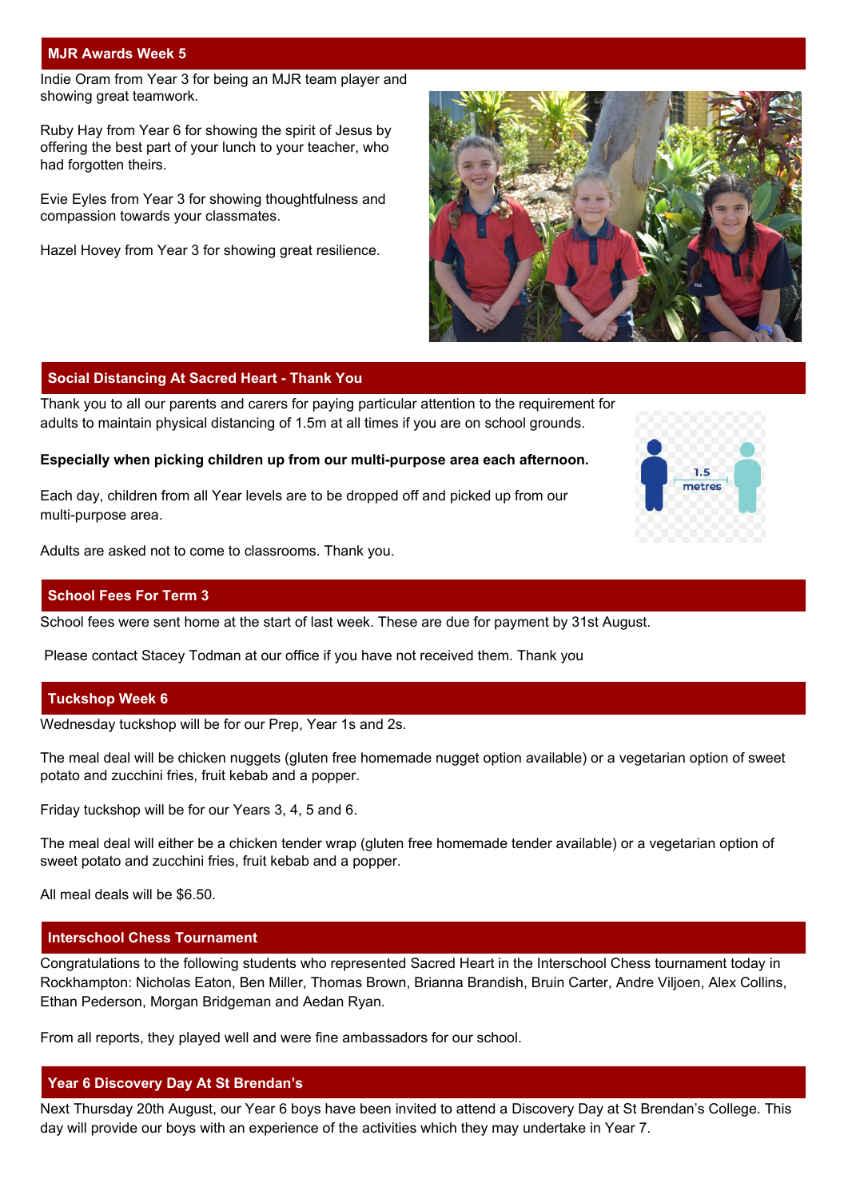## MJR Awards Week 5

Indie Oram from Year 3 for being an MJR team player and showing great teamwork.

Ruby Hay from Year 6 for showing the spirit of Jesus by offering the best part of your lunch to your teacher, who had forgotten theirs.

Evie Eyles from Year 3 for showing thoughtfulness and compassion towards your classmates.

Hazel Hovey from Year 3 for showing great resilience.

## Social Distancing At Sacred Heart - Thank You

Thank you to all our parents and carers for paying particular attention to the requirement for adults to maintain physical distancing of 1.5m at all times if you are on school grounds.

**Especially when picking children up from our multi-purpose area each afternoon.**

Each day, children from all Year levels are to be dropped off and picked up from our multi-purpose area.

Adults are asked not to come to classrooms. Thank you.

## School Fees For Term 3

School fees were sent home at the start of last week. These are due for payment by 31st August.

Please contact Stacey Todman at our office if you have not received them. Thank you

## Tuckshop Week 6

Wednesday tuckshop will be for our Prep, Year 1s and 2s.

The meal deal will be chicken nuggets (gluten free homemade nugget option available) or a vegetarian option of sweet potato and zucchini fries, fruit kebab and a popper.

Friday tuckshop will be for our Years 3, 4, 5 and 6.

The meal deal will either be a chicken tender wrap (gluten free homemade tender available) or a vegetarian option of sweet potato and zucchini fries, fruit kebab and a popper.

All meal deals will be $6.50.

## Interschool Chess Tournament

Congratulations to the following students who represented Sacred Heart in the Interschool Chess tournament today in Rockhampton: Nicholas Eaton, Ben Miller, Thomas Brown, Brianna Brandish, Bruin Carter, Andre Viljoen, Alex Collins, Ethan Pederson, Morgan Bridgeman and Aedan Ryan.

From all reports, they played well and were fine ambassadors for our school.

## Year 6 Discovery Day At St Brendan's

Next Thursday 20th August, our Year 6 boys have been invited to attend a Discovery Day at St Brendan's College. This day will provide our boys with an experience of the activities which they may undertake in Year 7.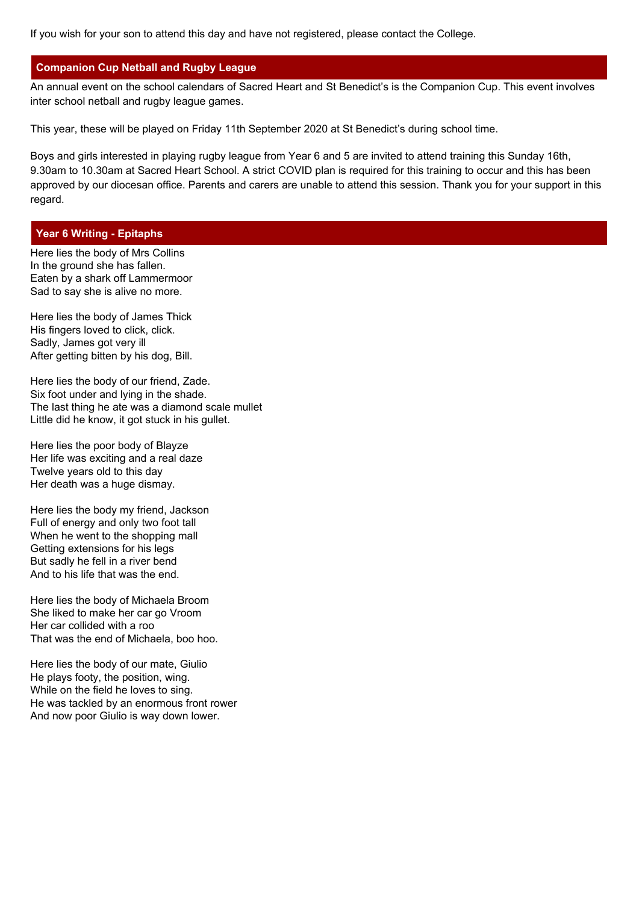If you wish for your son to attend this day and have not registered, please contact the College.

## Companion Cup Netball and Rugby League

An annual event on the school calendars of Sacred Heart and St Benedict's is the Companion Cup. This event involves inter school netball and rugby league games.

This year, these will be played on Friday 11th September 2020 at St Benedict's during school time.

Boys and girls interested in playing rugby league from Year 6 and 5 are invited to attend training this Sunday 16th, 9.30am to 10.30am at Sacred Heart School. A strict COVID plan is required for this training to occur and this has been approved by our diocesan office. Parents and carers are unable to attend this session. Thank you for your support in this regard.

## Year 6 Writing - Epitaphs

Here lies the body of Mrs Collins
In the ground she has fallen.
Eaten by a shark off Lammermoor
Sad to say she is alive no more.

Here lies the body of James Thick
His fingers loved to click, click.
Sadly, James got very ill
After getting bitten by his dog, Bill.

Here lies the body of our friend, Zade.
Six foot under and lying in the shade.
The last thing he ate was a diamond scale mullet
Little did he know, it got stuck in his gullet.

Here lies the poor body of Blayze
Her life was exciting and a real daze
Twelve years old to this day
Her death was a huge dismay.

Here lies the body my friend, Jackson
Full of energy and only two foot tall
When he went to the shopping mall
Getting extensions for his legs
But sadly he fell in a river bend
And to his life that was the end.

Here lies the body of Michaela Broom
She liked to make her car go Vroom
Her car collided with a roo
That was the end of Michaela, boo hoo.

Here lies the body of our mate, Giulio
He plays footy, the position, wing.
While on the field he loves to sing.
He was tackled by an enormous front rower
And now poor Giulio is way down lower.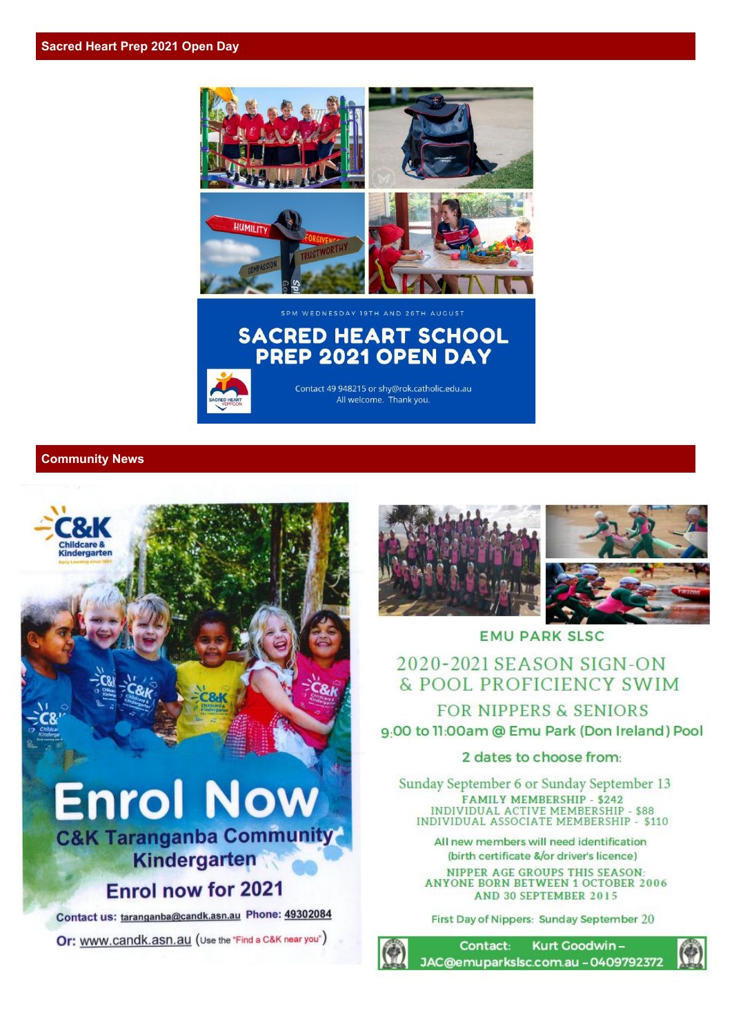## Sacred Heart Prep 2021 Open Day

5PM WEDNESDAY 19TH AND 26TH AUGUST

**SACRED HEART SCHOOL PREP 2021 OPEN DAY**

Contact 49 948215 or shy@rok.catholic.edu.au
All welcome. Thank you.

## Community News

C&K Childcare & Kindergarten

**Enrol Now**

**C&K Taranganba Community Kindergarten**

**Enrol now for 2021**

Contact us: taranganba@candk.asn.au Phone: 49302084

Or: www.candk.asn.au (Use the "Find a C&K near you")

**EMU PARK SLSC**

2020-2021 SEASON SIGN-ON & POOL PROFICIENCY SWIM

FOR NIPPERS & SENIORS

9:00 to 11:00am @ Emu Park (Don Ireland) Pool

2 dates to choose from:

Sunday September 6 or Sunday September 13

FAMILY MEMBERSHIP - $242
INDIVIDUAL ACTIVE MEMBERSHIP - $88
INDIVIDUAL ASSOCIATE MEMBERSHIP - $110

All new members will need identification (birth certificate &/or driver's licence)

NIPPER AGE GROUPS THIS SEASON: ANYONE BORN BETWEEN 1 OCTOBER 2006 AND 30 SEPTEMBER 2015

First Day of Nippers: Sunday September 20

Contact: Kurt Goodwin – JAC@emuparkslsc.com.au – 0409792372